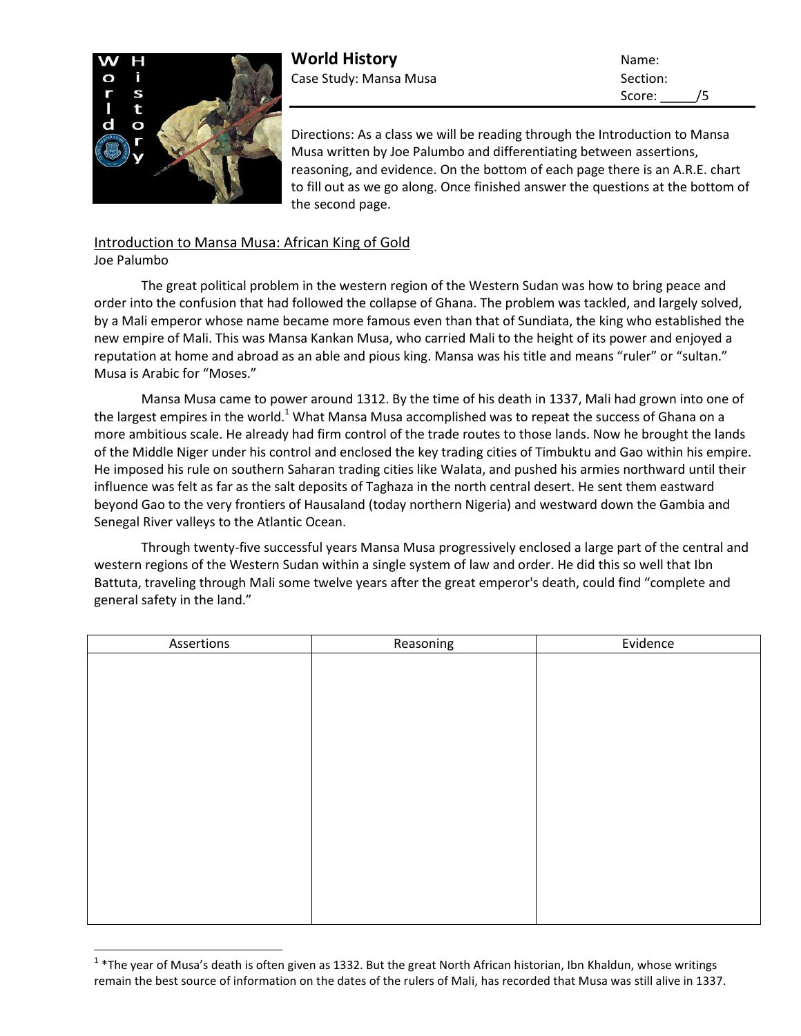**World History**

Case Study: Mansa Musa

Name:

Section:

Score: _____/5

Directions: As a class we will be reading through the Introduction to Mansa Musa written by Joe Palumbo and differentiating between assertions, reasoning, and evidence. On the bottom of each page there is an A.R.E. chart to fill out as we go along. Once finished answer the questions at the bottom of the second page.

## Introduction to Mansa Musa: African King of Gold

Joe Palumbo

The great political problem in the western region of the Western Sudan was how to bring peace and order into the confusion that had followed the collapse of Ghana. The problem was tackled, and largely solved, by a Mali emperor whose name became more famous even than that of Sundiata, the king who established the new empire of Mali. This was Mansa Kankan Musa, who carried Mali to the height of its power and enjoyed a reputation at home and abroad as an able and pious king. Mansa was his title and means "ruler" or "sultan." Musa is Arabic for "Moses."

Mansa Musa came to power around 1312. By the time of his death in 1337, Mali had grown into one of the largest empires in the world.[1] What Mansa Musa accomplished was to repeat the success of Ghana on a more ambitious scale. He already had firm control of the trade routes to those lands. Now he brought the lands of the Middle Niger under his control and enclosed the key trading cities of Timbuktu and Gao within his empire. He imposed his rule on southern Saharan trading cities like Walata, and pushed his armies northward until their influence was felt as far as the salt deposits of Taghaza in the north central desert. He sent them eastward beyond Gao to the very frontiers of Hausaland (today northern Nigeria) and westward down the Gambia and Senegal River valleys to the Atlantic Ocean.

Through twenty-five successful years Mansa Musa progressively enclosed a large part of the central and western regions of the Western Sudan within a single system of law and order. He did this so well that Ibn Battuta, traveling through Mali some twelve years after the great emperor's death, could find "complete and general safety in the land."

| Assertions | Reasoning | Evidence |
| --- | --- | --- |
| | | |

[1] *The year of Musa's death is often given as 1332. But the great North African historian, Ibn Khaldun, whose writings remain the best source of information on the dates of the rulers of Mali, has recorded that Musa was still alive in 1337.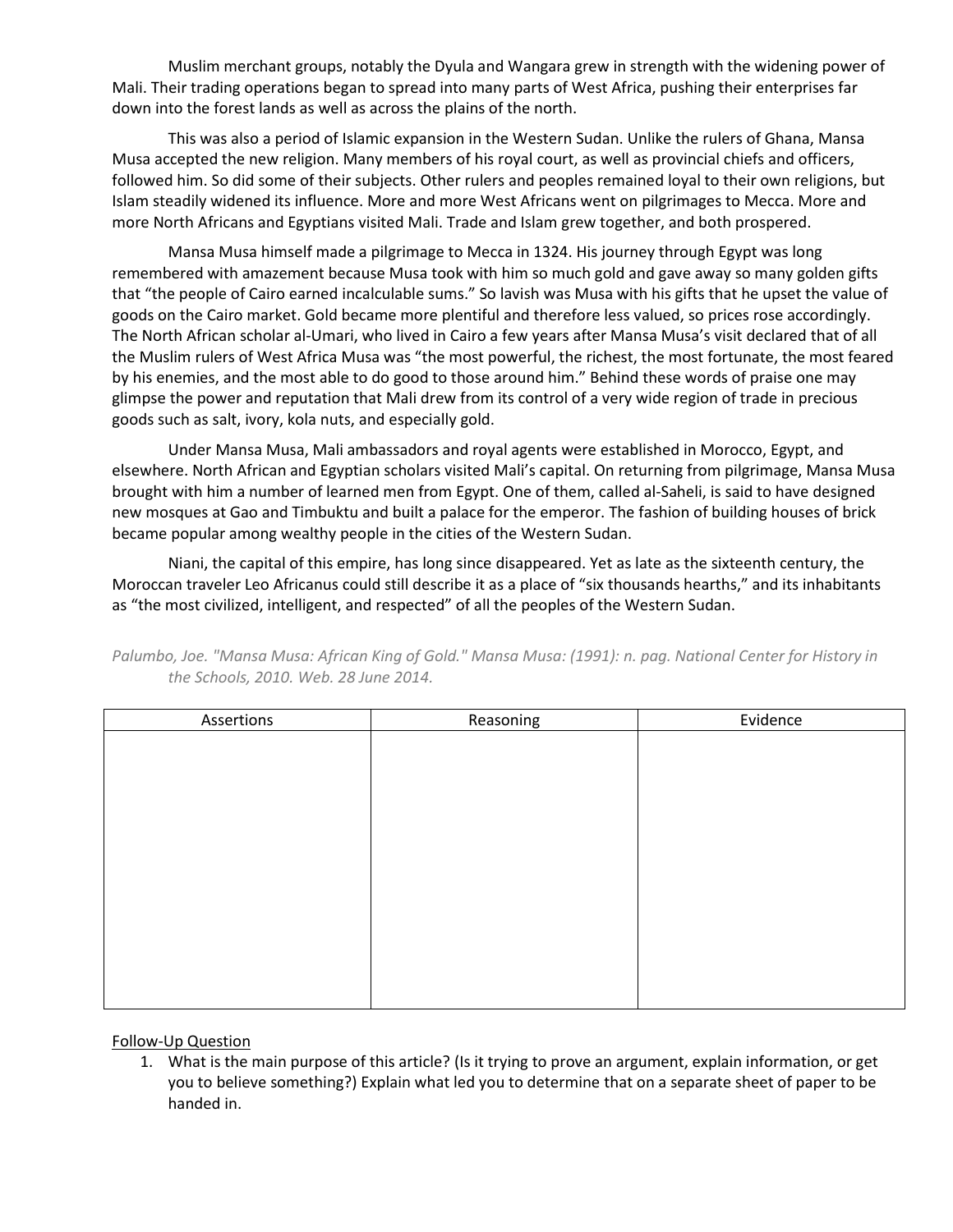Muslim merchant groups, notably the Dyula and Wangara grew in strength with the widening power of Mali. Their trading operations began to spread into many parts of West Africa, pushing their enterprises far down into the forest lands as well as across the plains of the north.

This was also a period of Islamic expansion in the Western Sudan. Unlike the rulers of Ghana, Mansa Musa accepted the new religion. Many members of his royal court, as well as provincial chiefs and officers, followed him. So did some of their subjects. Other rulers and peoples remained loyal to their own religions, but Islam steadily widened its influence. More and more West Africans went on pilgrimages to Mecca. More and more North Africans and Egyptians visited Mali. Trade and Islam grew together, and both prospered.

Mansa Musa himself made a pilgrimage to Mecca in 1324. His journey through Egypt was long remembered with amazement because Musa took with him so much gold and gave away so many golden gifts that "the people of Cairo earned incalculable sums." So lavish was Musa with his gifts that he upset the value of goods on the Cairo market. Gold became more plentiful and therefore less valued, so prices rose accordingly. The North African scholar al-Umari, who lived in Cairo a few years after Mansa Musa's visit declared that of all the Muslim rulers of West Africa Musa was "the most powerful, the richest, the most fortunate, the most feared by his enemies, and the most able to do good to those around him." Behind these words of praise one may glimpse the power and reputation that Mali drew from its control of a very wide region of trade in precious goods such as salt, ivory, kola nuts, and especially gold.

Under Mansa Musa, Mali ambassadors and royal agents were established in Morocco, Egypt, and elsewhere. North African and Egyptian scholars visited Mali's capital. On returning from pilgrimage, Mansa Musa brought with him a number of learned men from Egypt. One of them, called al-Saheli, is said to have designed new mosques at Gao and Timbuktu and built a palace for the emperor. The fashion of building houses of brick became popular among wealthy people in the cities of the Western Sudan.

Niani, the capital of this empire, has long since disappeared. Yet as late as the sixteenth century, the Moroccan traveler Leo Africanus could still describe it as a place of "six thousands hearths," and its inhabitants as "the most civilized, intelligent, and respected" of all the peoples of the Western Sudan.

*Palumbo, Joe. "Mansa Musa: African King of Gold." Mansa Musa: (1991): n. pag. National Center for History in the Schools, 2010. Web. 28 June 2014.*

| Assertions | Reasoning | Evidence |
| --- | --- | --- |
| | | |

Follow-Up Question

1. What is the main purpose of this article? (Is it trying to prove an argument, explain information, or get you to believe something?) Explain what led you to determine that on a separate sheet of paper to be handed in.